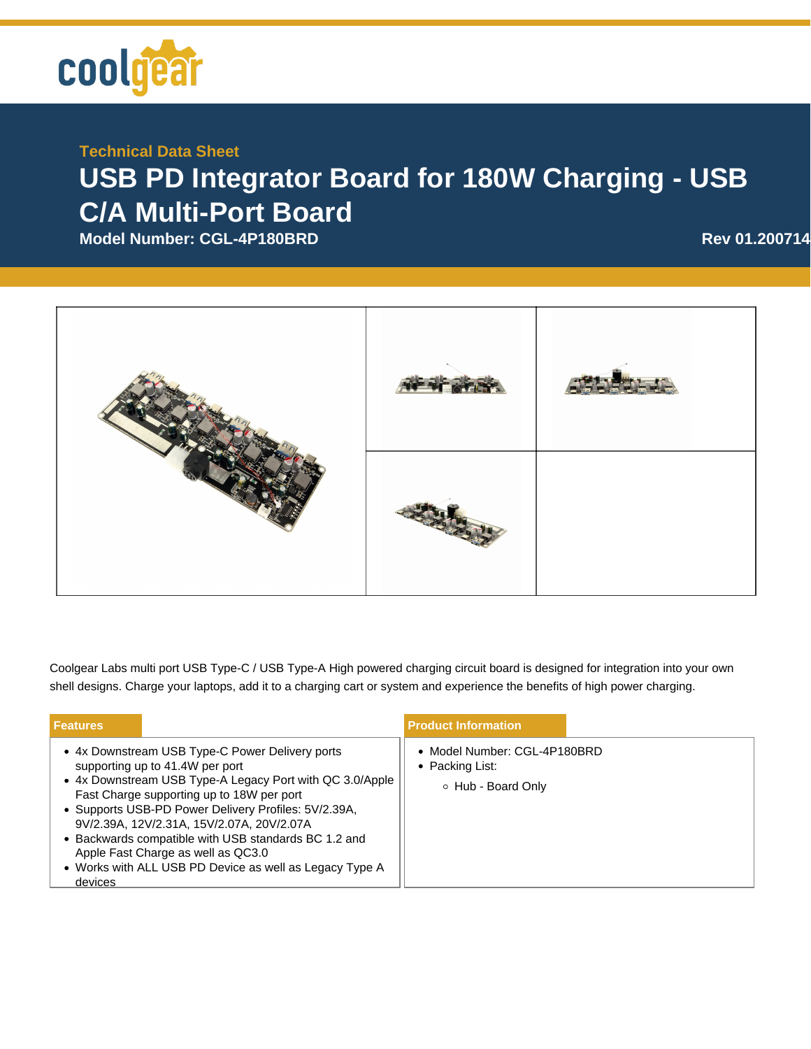coolgear

Technical Data Sheet

# USB PD Integrator Board for 180W Charging - USB C/A Multi-Port Board

**Model Number: CGL-4P180BRD**

**Rev 01.200714**

Coolgear Labs multi port USB Type-C / USB Type-A High powered charging circuit board is designed for integration into your own shell designs. Charge your laptops, add it to a charging cart or system and experience the benefits of high power charging.

## Features

- 4x Downstream USB Type-C Power Delivery ports supporting up to 41.4W per port
- 4x Downstream USB Type-A Legacy Port with QC 3.0/Apple Fast Charge supporting up to 18W per port
- Supports USB-PD Power Delivery Profiles: 5V/2.39A, 9V/2.39A, 12V/2.31A, 15V/2.07A, 20V/2.07A
- Backwards compatible with USB standards BC 1.2 and Apple Fast Charge as well as QC3.0
- Works with ALL USB PD Device as well as Legacy Type A devices

## Product Information

- Model Number: CGL-4P180BRD
- Packing List:
  - Hub - Board Only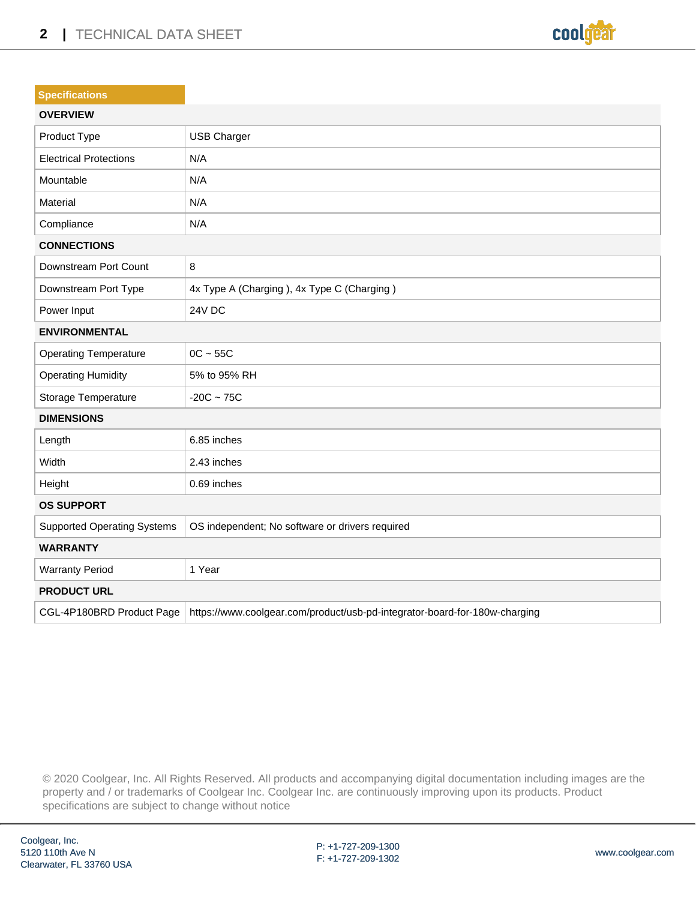## Specifications

| | |
|---|---|
| **OVERVIEW** | |
| Product Type | USB Charger |
| Electrical Protections | N/A |
| Mountable | N/A |
| Material | N/A |
| Compliance | N/A |
| **CONNECTIONS** | |
| Downstream Port Count | 8 |
| Downstream Port Type | 4x Type A (Charging ), 4x Type C (Charging ) |
| Power Input | 24V DC |
| **ENVIRONMENTAL** | |
| Operating Temperature | 0C ~ 55C |
| Operating Humidity | 5% to 95% RH |
| Storage Temperature | -20C ~ 75C |
| **DIMENSIONS** | |
| Length | 6.85 inches |
| Width | 2.43 inches |
| Height | 0.69 inches |
| **OS SUPPORT** | |
| Supported Operating Systems | OS independent; No software or drivers required |
| **WARRANTY** | |
| Warranty Period | 1 Year |
| **PRODUCT URL** | |
| CGL-4P180BRD Product Page | https://www.coolgear.com/product/usb-pd-integrator-board-for-180w-charging |

© 2020 Coolgear, Inc. All Rights Reserved. All products and accompanying digital documentation including images are the property and / or trademarks of Coolgear Inc. Coolgear Inc. are continuously improving upon its products. Product specifications are subject to change without notice

Coolgear, Inc.
5120 110th Ave N
Clearwater, FL 33760 USA

P: +1-727-209-1300
F: +1-727-209-1302

www.coolgear.com